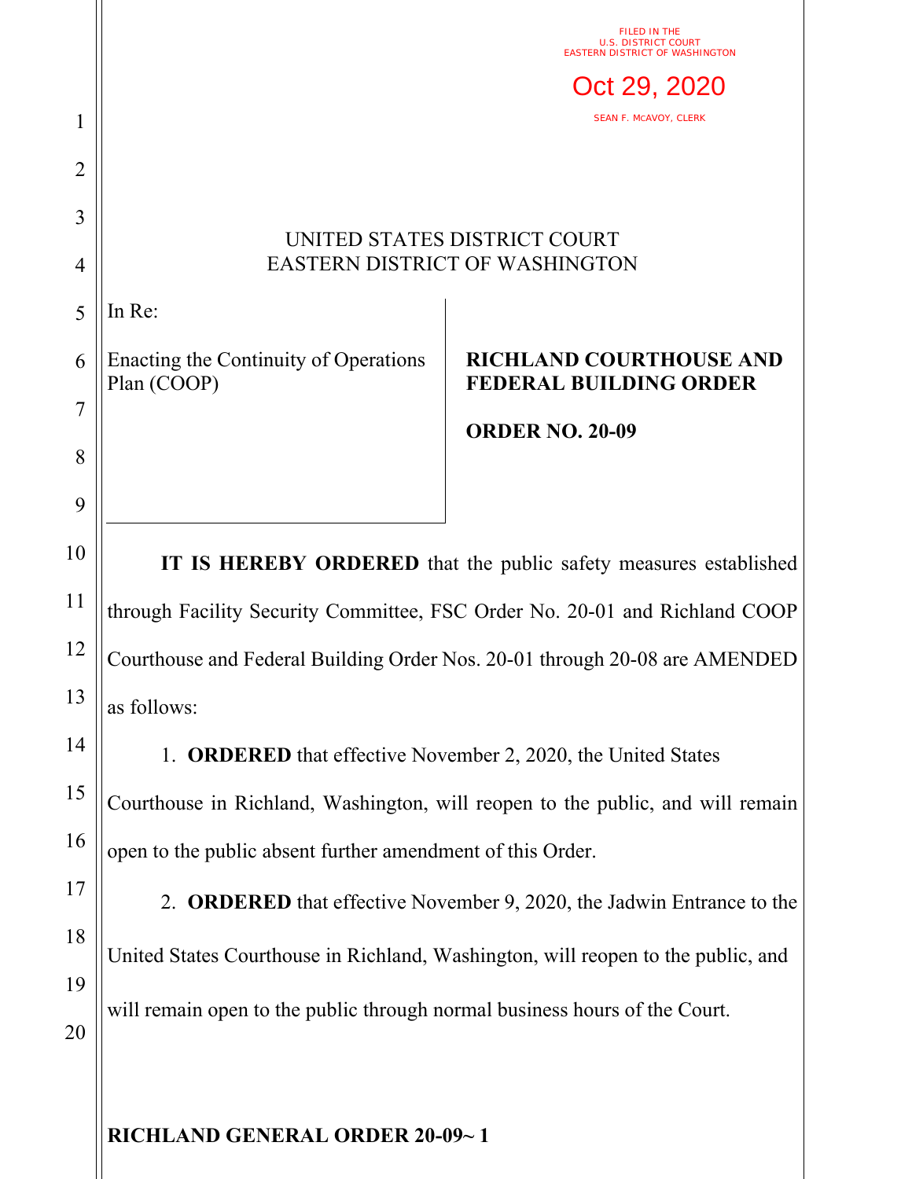FILED IN THE
U.S. DISTRICT COURT
EASTERN DISTRICT OF WASHINGTON

Oct 29, 2020

SEAN F. MCAVOY, CLERK

UNITED STATES DISTRICT COURT
EASTERN DISTRICT OF WASHINGTON

In Re:

Enacting the Continuity of Operations Plan (COOP)

**RICHLAND COURTHOUSE AND FEDERAL BUILDING ORDER**

**ORDER NO. 20-09**

**IT IS HEREBY ORDERED** that the public safety measures established through Facility Security Committee, FSC Order No. 20-01 and Richland COOP Courthouse and Federal Building Order Nos. 20-01 through 20-08 are AMENDED as follows:

1. **ORDERED** that effective November 2, 2020, the United States Courthouse in Richland, Washington, will reopen to the public, and will remain open to the public absent further amendment of this Order.

2. **ORDERED** that effective November 9, 2020, the Jadwin Entrance to the United States Courthouse in Richland, Washington, will reopen to the public, and will remain open to the public through normal business hours of the Court.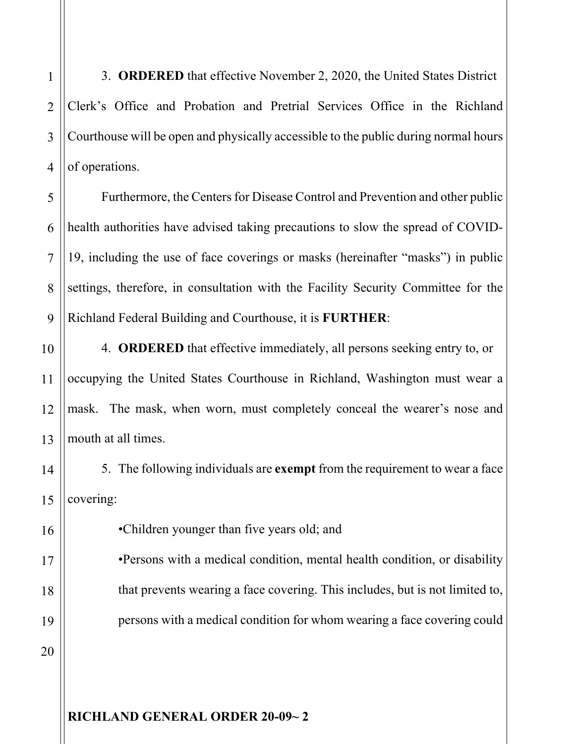3. **ORDERED** that effective November 2, 2020, the United States District Clerk's Office and Probation and Pretrial Services Office in the Richland Courthouse will be open and physically accessible to the public during normal hours of operations.

Furthermore, the Centers for Disease Control and Prevention and other public health authorities have advised taking precautions to slow the spread of COVID-19, including the use of face coverings or masks (hereinafter "masks") in public settings, therefore, in consultation with the Facility Security Committee for the Richland Federal Building and Courthouse, it is **FURTHER**:

4. **ORDERED** that effective immediately, all persons seeking entry to, or occupying the United States Courthouse in Richland, Washington must wear a mask. The mask, when worn, must completely conceal the wearer's nose and mouth at all times.

5. The following individuals are **exempt** from the requirement to wear a face covering:

- Children younger than five years old; and
- Persons with a medical condition, mental health condition, or disability that prevents wearing a face covering. This includes, but is not limited to, persons with a medical condition for whom wearing a face covering could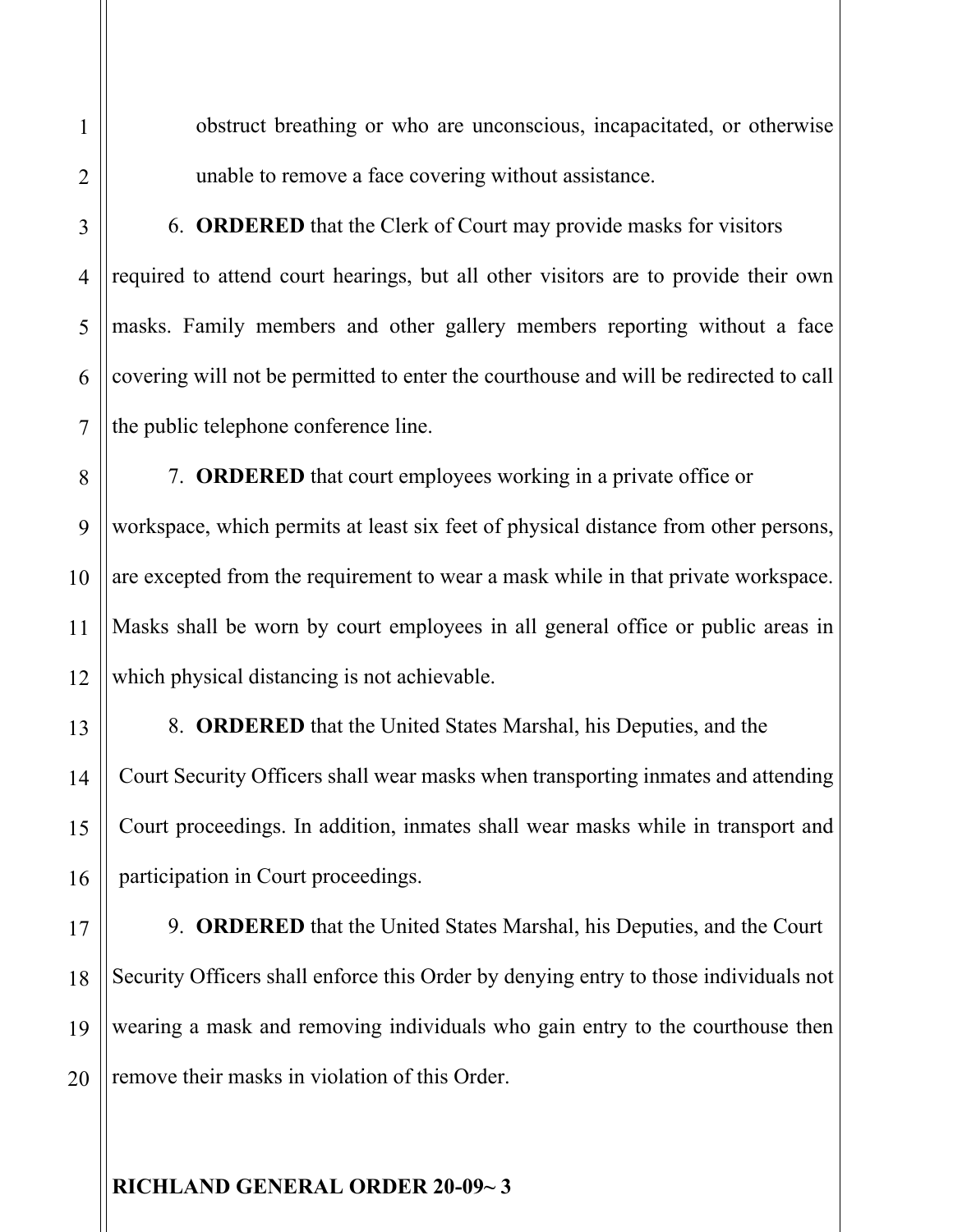obstruct breathing or who are unconscious, incapacitated, or otherwise unable to remove a face covering without assistance.

6. **ORDERED** that the Clerk of Court may provide masks for visitors required to attend court hearings, but all other visitors are to provide their own masks. Family members and other gallery members reporting without a face covering will not be permitted to enter the courthouse and will be redirected to call the public telephone conference line.

7. **ORDERED** that court employees working in a private office or workspace, which permits at least six feet of physical distance from other persons, are excepted from the requirement to wear a mask while in that private workspace. Masks shall be worn by court employees in all general office or public areas in which physical distancing is not achievable.

8. **ORDERED** that the United States Marshal, his Deputies, and the Court Security Officers shall wear masks when transporting inmates and attending Court proceedings. In addition, inmates shall wear masks while in transport and participation in Court proceedings.

9. **ORDERED** that the United States Marshal, his Deputies, and the Court Security Officers shall enforce this Order by denying entry to those individuals not wearing a mask and removing individuals who gain entry to the courthouse then remove their masks in violation of this Order.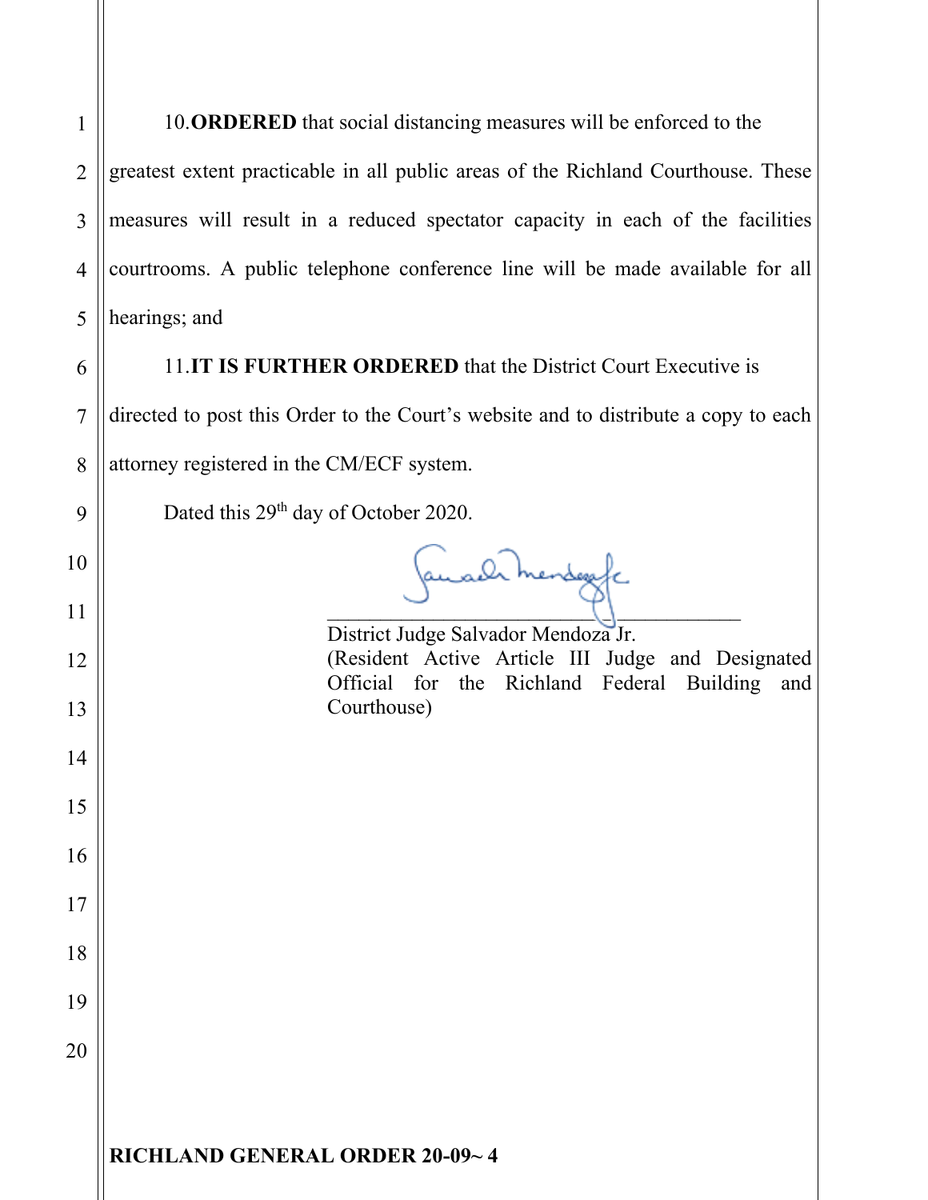10. **ORDERED** that social distancing measures will be enforced to the greatest extent practicable in all public areas of the Richland Courthouse. These measures will result in a reduced spectator capacity in each of the facilities courtrooms. A public telephone conference line will be made available for all hearings; and

11. **IT IS FURTHER ORDERED** that the District Court Executive is directed to post this Order to the Court's website and to distribute a copy to each attorney registered in the CM/ECF system.

Dated this 29th day of October 2020.

District Judge Salvador Mendoza Jr.
(Resident Active Article III Judge and Designated Official for the Richland Federal Building and Courthouse)

**RICHLAND GENERAL ORDER 20-09~ 4**